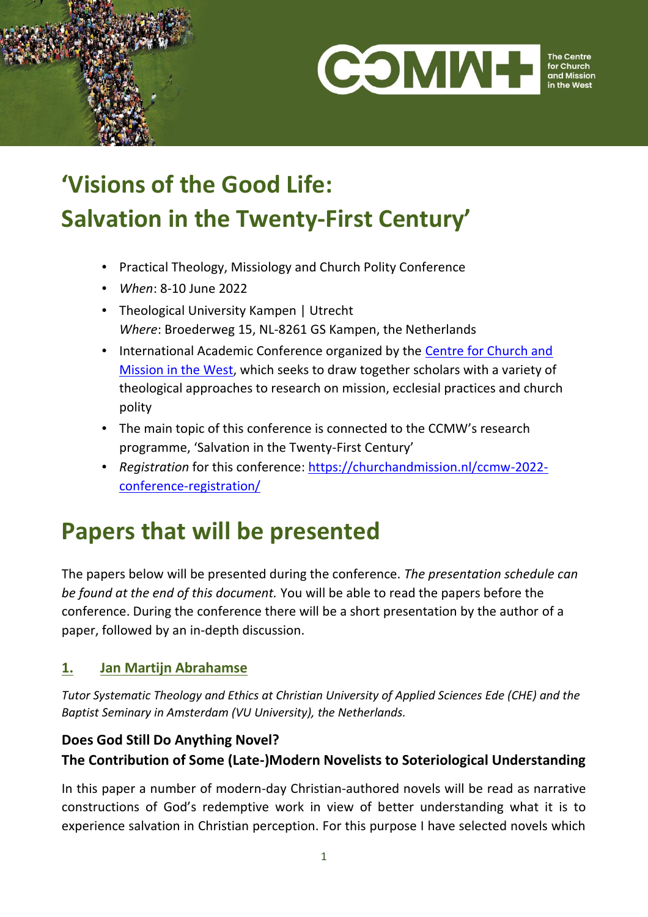# 'Visions of the Good Life: Salvation in the Twenty-First Century'

- Practical Theology, Missiology and Church Polity Conference
- *When*: 8-10 June 2022
- Theological University Kampen | Utrecht
  *Where*: Broederweg 15, NL-8261 GS Kampen, the Netherlands
- International Academic Conference organized by the Centre for Church and Mission in the West, which seeks to draw together scholars with a variety of theological approaches to research on mission, ecclesial practices and church polity
- The main topic of this conference is connected to the CCMW's research programme, 'Salvation in the Twenty-First Century'
- *Registration* for this conference: https://churchandmission.nl/ccmw-2022-conference-registration/

# Papers that will be presented

The papers below will be presented during the conference. *The presentation schedule can be found at the end of this document.* You will be able to read the papers before the conference. During the conference there will be a short presentation by the author of a paper, followed by an in-depth discussion.

### 1. Jan Martijn Abrahamse

*Tutor Systematic Theology and Ethics at Christian University of Applied Sciences Ede (CHE) and the Baptist Seminary in Amsterdam (VU University), the Netherlands.*

**Does God Still Do Anything Novel?**
**The Contribution of Some (Late-)Modern Novelists to Soteriological Understanding**

In this paper a number of modern-day Christian-authored novels will be read as narrative constructions of God's redemptive work in view of better understanding what it is to experience salvation in Christian perception. For this purpose I have selected novels which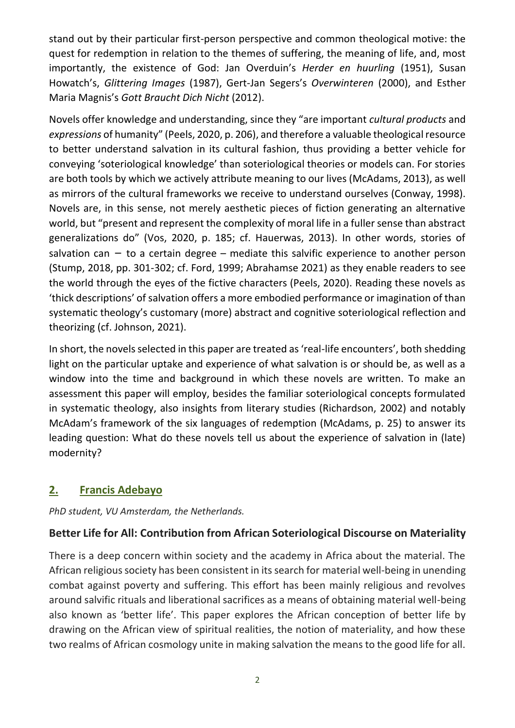stand out by their particular first-person perspective and common theological motive: the quest for redemption in relation to the themes of suffering, the meaning of life, and, most importantly, the existence of God: Jan Overduin's *Herder en huurling* (1951), Susan Howatch's, *Glittering Images* (1987), Gert-Jan Segers's *Overwinteren* (2000), and Esther Maria Magnis's *Gott Braucht Dich Nicht* (2012).

Novels offer knowledge and understanding, since they "are important *cultural products* and *expressions* of humanity" (Peels, 2020, p. 206), and therefore a valuable theological resource to better understand salvation in its cultural fashion, thus providing a better vehicle for conveying 'soteriological knowledge' than soteriological theories or models can. For stories are both tools by which we actively attribute meaning to our lives (McAdams, 2013), as well as mirrors of the cultural frameworks we receive to understand ourselves (Conway, 1998). Novels are, in this sense, not merely aesthetic pieces of fiction generating an alternative world, but "present and represent the complexity of moral life in a fuller sense than abstract generalizations do" (Vos, 2020, p. 185; cf. Hauerwas, 2013). In other words, stories of salvation can – to a certain degree – mediate this salvific experience to another person (Stump, 2018, pp. 301-302; cf. Ford, 1999; Abrahamse 2021) as they enable readers to see the world through the eyes of the fictive characters (Peels, 2020). Reading these novels as 'thick descriptions' of salvation offers a more embodied performance or imagination of than systematic theology's customary (more) abstract and cognitive soteriological reflection and theorizing (cf. Johnson, 2021).

In short, the novels selected in this paper are treated as 'real-life encounters', both shedding light on the particular uptake and experience of what salvation is or should be, as well as a window into the time and background in which these novels are written. To make an assessment this paper will employ, besides the familiar soteriological concepts formulated in systematic theology, also insights from literary studies (Richardson, 2002) and notably McAdam's framework of the six languages of redemption (McAdams, p. 25) to answer its leading question: What do these novels tell us about the experience of salvation in (late) modernity?

## 2. Francis Adebayo

*PhD student, VU Amsterdam, the Netherlands.*

### Better Life for All: Contribution from African Soteriological Discourse on Materiality

There is a deep concern within society and the academy in Africa about the material. The African religious society has been consistent in its search for material well-being in unending combat against poverty and suffering. This effort has been mainly religious and revolves around salvific rituals and liberational sacrifices as a means of obtaining material well-being also known as 'better life'. This paper explores the African conception of better life by drawing on the African view of spiritual realities, the notion of materiality, and how these two realms of African cosmology unite in making salvation the means to the good life for all.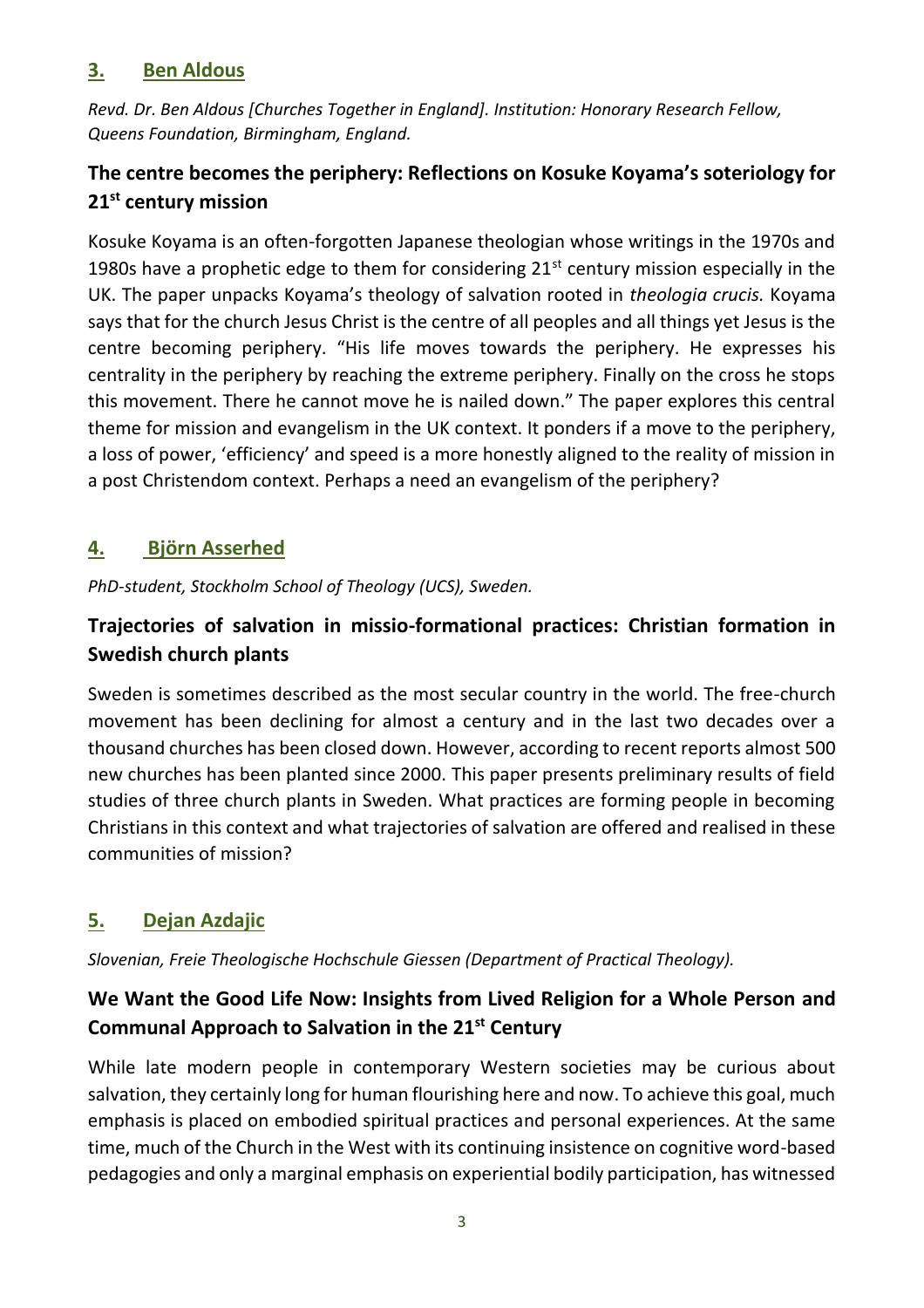## 3. Ben Aldous

*Revd. Dr. Ben Aldous [Churches Together in England]. Institution: Honorary Research Fellow, Queens Foundation, Birmingham, England.*

### The centre becomes the periphery: Reflections on Kosuke Koyama's soteriology for 21st century mission

Kosuke Koyama is an often-forgotten Japanese theologian whose writings in the 1970s and 1980s have a prophetic edge to them for considering 21st century mission especially in the UK. The paper unpacks Koyama's theology of salvation rooted in *theologia crucis.* Koyama says that for the church Jesus Christ is the centre of all peoples and all things yet Jesus is the centre becoming periphery. "His life moves towards the periphery. He expresses his centrality in the periphery by reaching the extreme periphery. Finally on the cross he stops this movement. There he cannot move he is nailed down." The paper explores this central theme for mission and evangelism in the UK context. It ponders if a move to the periphery, a loss of power, 'efficiency' and speed is a more honestly aligned to the reality of mission in a post Christendom context. Perhaps a need an evangelism of the periphery?

## 4. Björn Asserhed

*PhD-student, Stockholm School of Theology (UCS), Sweden.*

### Trajectories of salvation in missio-formational practices: Christian formation in Swedish church plants

Sweden is sometimes described as the most secular country in the world. The free-church movement has been declining for almost a century and in the last two decades over a thousand churches has been closed down. However, according to recent reports almost 500 new churches has been planted since 2000. This paper presents preliminary results of field studies of three church plants in Sweden. What practices are forming people in becoming Christians in this context and what trajectories of salvation are offered and realised in these communities of mission?

## 5. Dejan Azdajic

*Slovenian, Freie Theologische Hochschule Giessen (Department of Practical Theology).*

### We Want the Good Life Now: Insights from Lived Religion for a Whole Person and Communal Approach to Salvation in the 21st Century

While late modern people in contemporary Western societies may be curious about salvation, they certainly long for human flourishing here and now. To achieve this goal, much emphasis is placed on embodied spiritual practices and personal experiences. At the same time, much of the Church in the West with its continuing insistence on cognitive word-based pedagogies and only a marginal emphasis on experiential bodily participation, has witnessed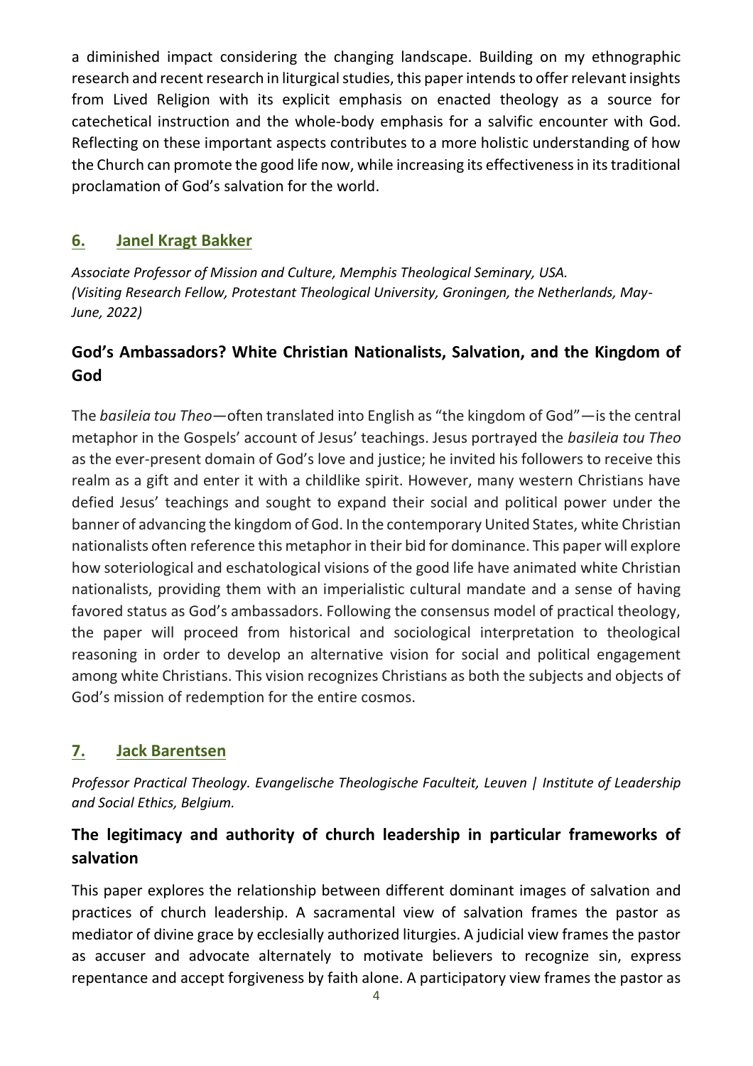a diminished impact considering the changing landscape. Building on my ethnographic research and recent research in liturgical studies, this paper intends to offer relevant insights from Lived Religion with its explicit emphasis on enacted theology as a source for catechetical instruction and the whole-body emphasis for a salvific encounter with God. Reflecting on these important aspects contributes to a more holistic understanding of how the Church can promote the good life now, while increasing its effectiveness in its traditional proclamation of God's salvation for the world.

## 6. Janel Kragt Bakker

*Associate Professor of Mission and Culture, Memphis Theological Seminary, USA. (Visiting Research Fellow, Protestant Theological University, Groningen, the Netherlands, May-June, 2022)*

### God's Ambassadors? White Christian Nationalists, Salvation, and the Kingdom of God

The *basileia tou Theo*—often translated into English as "the kingdom of God"—is the central metaphor in the Gospels' account of Jesus' teachings. Jesus portrayed the *basileia tou Theo* as the ever-present domain of God's love and justice; he invited his followers to receive this realm as a gift and enter it with a childlike spirit. However, many western Christians have defied Jesus' teachings and sought to expand their social and political power under the banner of advancing the kingdom of God. In the contemporary United States, white Christian nationalists often reference this metaphor in their bid for dominance. This paper will explore how soteriological and eschatological visions of the good life have animated white Christian nationalists, providing them with an imperialistic cultural mandate and a sense of having favored status as God's ambassadors. Following the consensus model of practical theology, the paper will proceed from historical and sociological interpretation to theological reasoning in order to develop an alternative vision for social and political engagement among white Christians. This vision recognizes Christians as both the subjects and objects of God's mission of redemption for the entire cosmos.

## 7. Jack Barentsen

*Professor Practical Theology. Evangelische Theologische Faculteit, Leuven | Institute of Leadership and Social Ethics, Belgium.*

### The legitimacy and authority of church leadership in particular frameworks of salvation

This paper explores the relationship between different dominant images of salvation and practices of church leadership. A sacramental view of salvation frames the pastor as mediator of divine grace by ecclesially authorized liturgies. A judicial view frames the pastor as accuser and advocate alternately to motivate believers to recognize sin, express repentance and accept forgiveness by faith alone. A participatory view frames the pastor as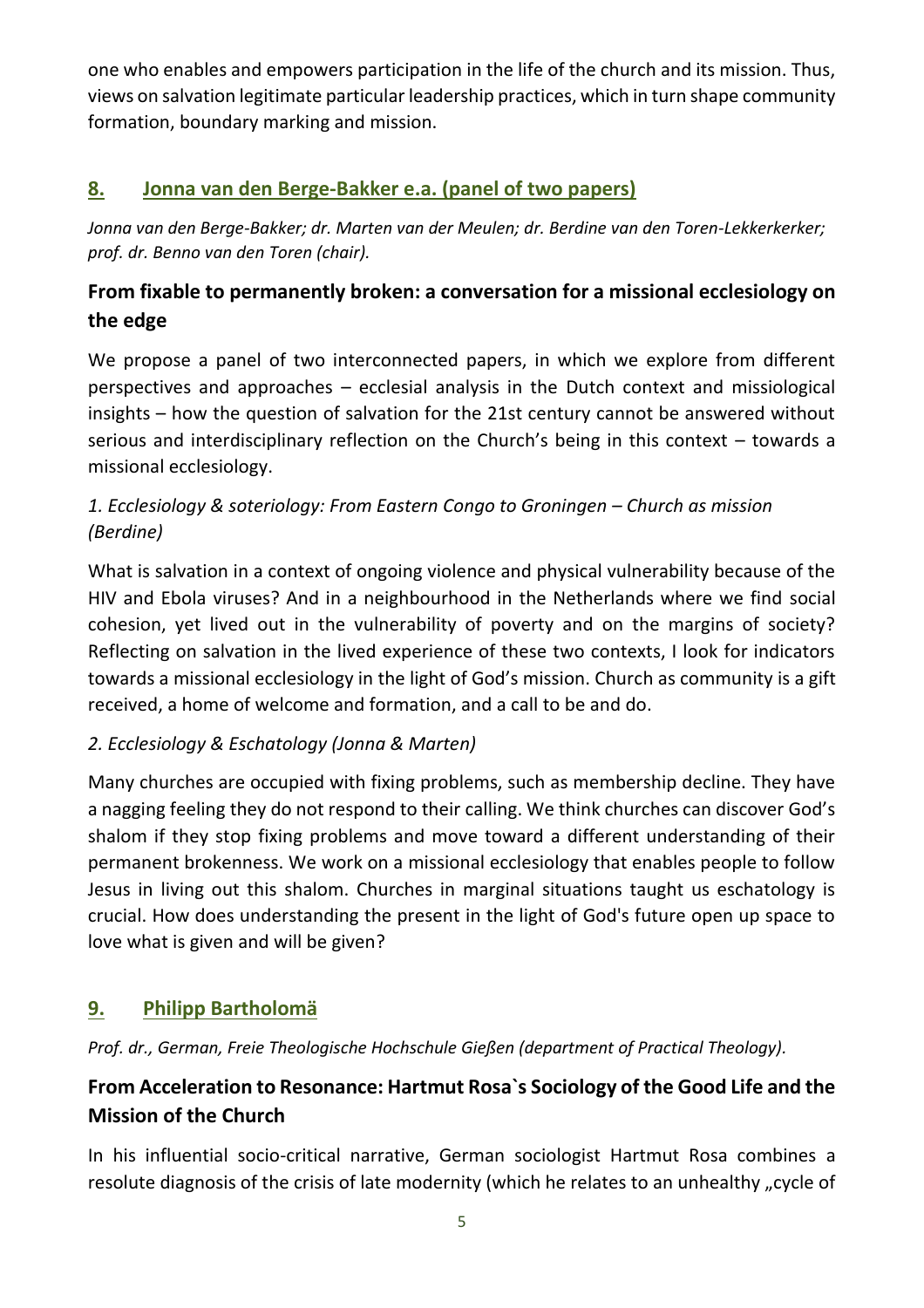one who enables and empowers participation in the life of the church and its mission. Thus, views on salvation legitimate particular leadership practices, which in turn shape community formation, boundary marking and mission.

## 8. Jonna van den Berge-Bakker e.a. (panel of two papers)

*Jonna van den Berge-Bakker; dr. Marten van der Meulen; dr. Berdine van den Toren-Lekkerkerker; prof. dr. Benno van den Toren (chair).*

### From fixable to permanently broken: a conversation for a missional ecclesiology on the edge

We propose a panel of two interconnected papers, in which we explore from different perspectives and approaches – ecclesial analysis in the Dutch context and missiological insights – how the question of salvation for the 21st century cannot be answered without serious and interdisciplinary reflection on the Church's being in this context – towards a missional ecclesiology.

*1. Ecclesiology & soteriology: From Eastern Congo to Groningen – Church as mission (Berdine)*

What is salvation in a context of ongoing violence and physical vulnerability because of the HIV and Ebola viruses? And in a neighbourhood in the Netherlands where we find social cohesion, yet lived out in the vulnerability of poverty and on the margins of society? Reflecting on salvation in the lived experience of these two contexts, I look for indicators towards a missional ecclesiology in the light of God's mission. Church as community is a gift received, a home of welcome and formation, and a call to be and do.

*2. Ecclesiology & Eschatology (Jonna & Marten)*

Many churches are occupied with fixing problems, such as membership decline. They have a nagging feeling they do not respond to their calling. We think churches can discover God's shalom if they stop fixing problems and move toward a different understanding of their permanent brokenness. We work on a missional ecclesiology that enables people to follow Jesus in living out this shalom. Churches in marginal situations taught us eschatology is crucial. How does understanding the present in the light of God's future open up space to love what is given and will be given?

## 9. Philipp Bartholomä

*Prof. dr., German, Freie Theologische Hochschule Gießen (department of Practical Theology).*

### From Acceleration to Resonance: Hartmut Rosa`s Sociology of the Good Life and the Mission of the Church

In his influential socio-critical narrative, German sociologist Hartmut Rosa combines a resolute diagnosis of the crisis of late modernity (which he relates to an unhealthy „cycle of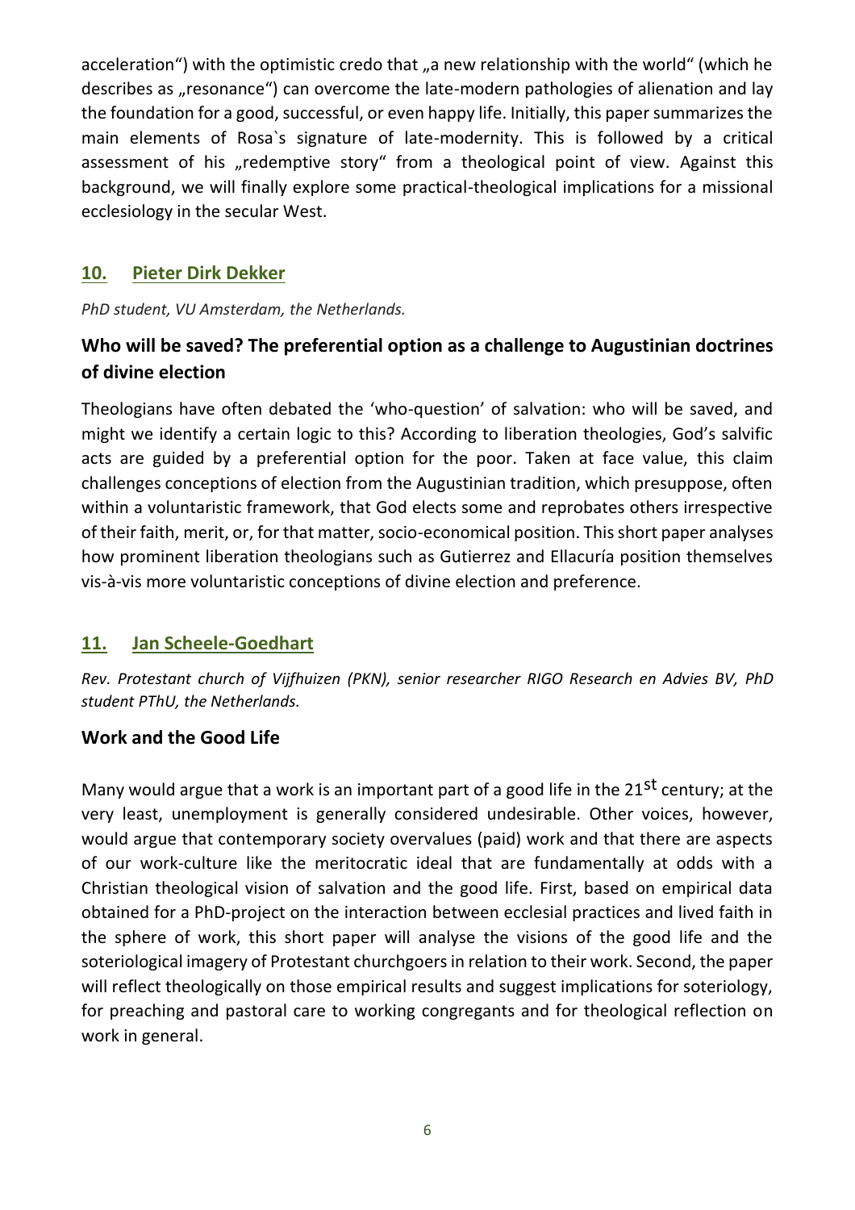acceleration") with the optimistic credo that „a new relationship with the world" (which he describes as „resonance") can overcome the late-modern pathologies of alienation and lay the foundation for a good, successful, or even happy life. Initially, this paper summarizes the main elements of Rosa`s signature of late-modernity. This is followed by a critical assessment of his „redemptive story" from a theological point of view. Against this background, we will finally explore some practical-theological implications for a missional ecclesiology in the secular West.

## 10. Pieter Dirk Dekker

*PhD student, VU Amsterdam, the Netherlands.*

### Who will be saved? The preferential option as a challenge to Augustinian doctrines of divine election

Theologians have often debated the 'who-question' of salvation: who will be saved, and might we identify a certain logic to this? According to liberation theologies, God's salvific acts are guided by a preferential option for the poor. Taken at face value, this claim challenges conceptions of election from the Augustinian tradition, which presuppose, often within a voluntaristic framework, that God elects some and reprobates others irrespective of their faith, merit, or, for that matter, socio-economical position. This short paper analyses how prominent liberation theologians such as Gutierrez and Ellacuría position themselves vis-à-vis more voluntaristic conceptions of divine election and preference.

## 11. Jan Scheele-Goedhart

*Rev. Protestant church of Vijfhuizen (PKN), senior researcher RIGO Research en Advies BV, PhD student PThU, the Netherlands.*

### Work and the Good Life

Many would argue that a work is an important part of a good life in the 21st century; at the very least, unemployment is generally considered undesirable. Other voices, however, would argue that contemporary society overvalues (paid) work and that there are aspects of our work-culture like the meritocratic ideal that are fundamentally at odds with a Christian theological vision of salvation and the good life. First, based on empirical data obtained for a PhD-project on the interaction between ecclesial practices and lived faith in the sphere of work, this short paper will analyse the visions of the good life and the soteriological imagery of Protestant churchgoers in relation to their work. Second, the paper will reflect theologically on those empirical results and suggest implications for soteriology, for preaching and pastoral care to working congregants and for theological reflection on work in general.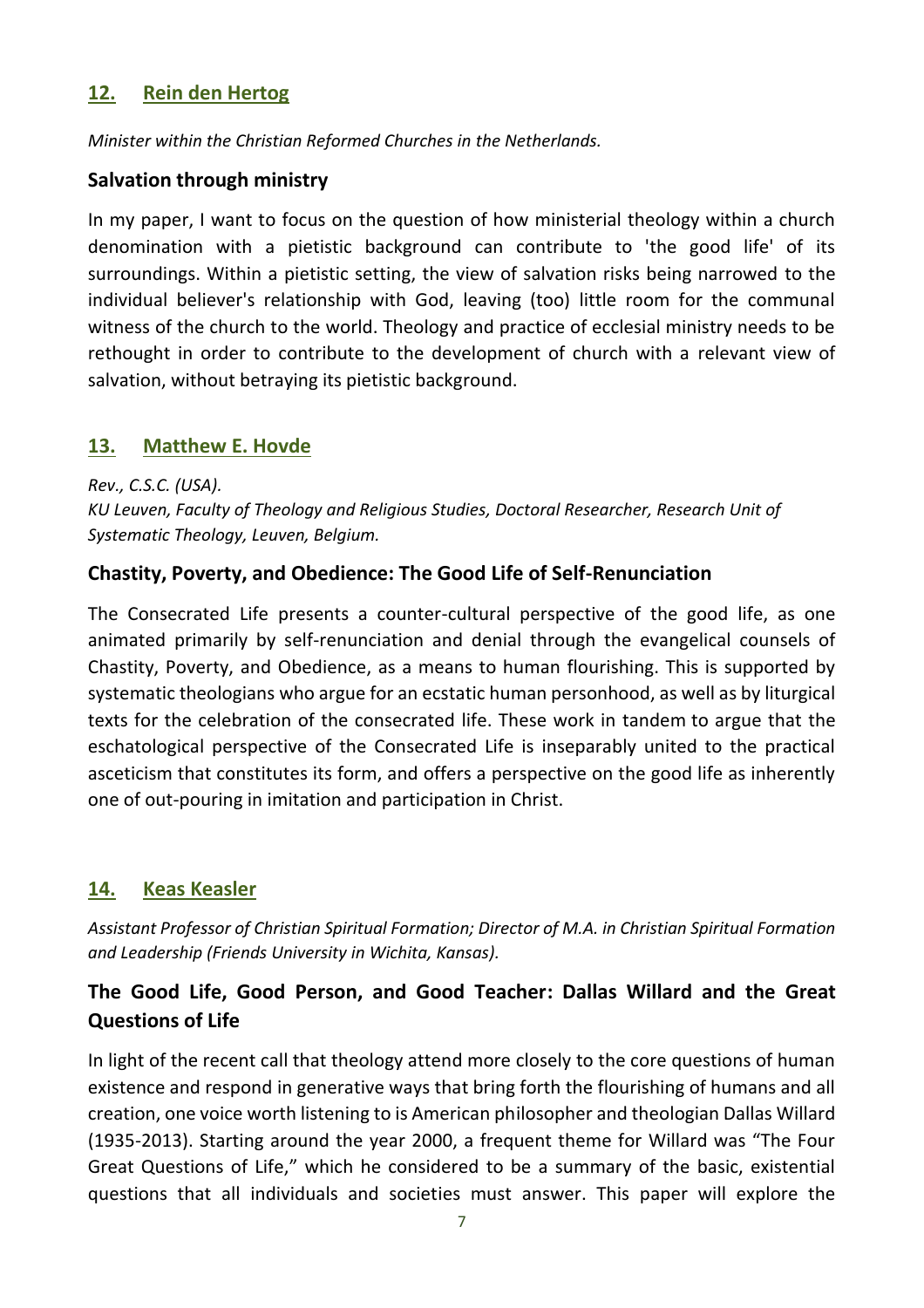## 12. Rein den Hertog

*Minister within the Christian Reformed Churches in the Netherlands.*

### Salvation through ministry

In my paper, I want to focus on the question of how ministerial theology within a church denomination with a pietistic background can contribute to 'the good life' of its surroundings. Within a pietistic setting, the view of salvation risks being narrowed to the individual believer's relationship with God, leaving (too) little room for the communal witness of the church to the world. Theology and practice of ecclesial ministry needs to be rethought in order to contribute to the development of church with a relevant view of salvation, without betraying its pietistic background.

## 13. Matthew E. Hovde

*Rev., C.S.C. (USA).*
*KU Leuven, Faculty of Theology and Religious Studies, Doctoral Researcher, Research Unit of Systematic Theology, Leuven, Belgium.*

### Chastity, Poverty, and Obedience: The Good Life of Self-Renunciation

The Consecrated Life presents a counter-cultural perspective of the good life, as one animated primarily by self-renunciation and denial through the evangelical counsels of Chastity, Poverty, and Obedience, as a means to human flourishing. This is supported by systematic theologians who argue for an ecstatic human personhood, as well as by liturgical texts for the celebration of the consecrated life. These work in tandem to argue that the eschatological perspective of the Consecrated Life is inseparably united to the practical asceticism that constitutes its form, and offers a perspective on the good life as inherently one of out-pouring in imitation and participation in Christ.

## 14. Keas Keasler

*Assistant Professor of Christian Spiritual Formation; Director of M.A. in Christian Spiritual Formation and Leadership (Friends University in Wichita, Kansas).*

### The Good Life, Good Person, and Good Teacher: Dallas Willard and the Great Questions of Life

In light of the recent call that theology attend more closely to the core questions of human existence and respond in generative ways that bring forth the flourishing of humans and all creation, one voice worth listening to is American philosopher and theologian Dallas Willard (1935-2013). Starting around the year 2000, a frequent theme for Willard was "The Four Great Questions of Life," which he considered to be a summary of the basic, existential questions that all individuals and societies must answer. This paper will explore the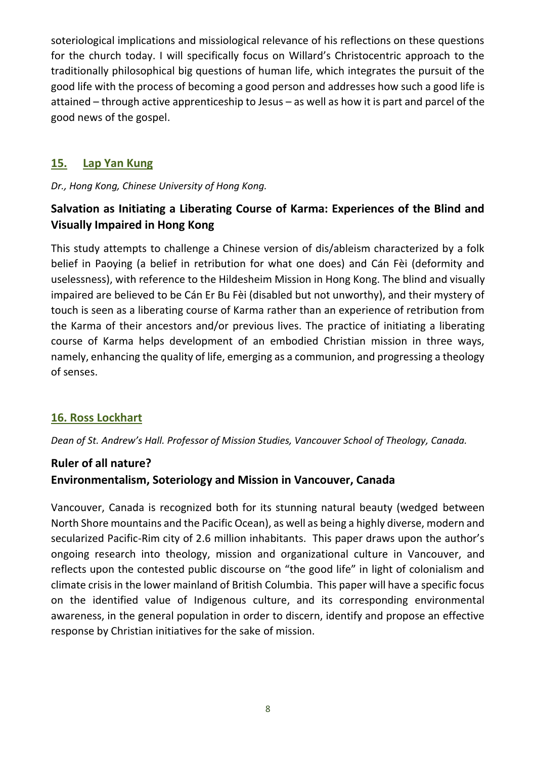soteriological implications and missiological relevance of his reflections on these questions for the church today. I will specifically focus on Willard's Christocentric approach to the traditionally philosophical big questions of human life, which integrates the pursuit of the good life with the process of becoming a good person and addresses how such a good life is attained – through active apprenticeship to Jesus – as well as how it is part and parcel of the good news of the gospel.

## 15. Lap Yan Kung

*Dr., Hong Kong, Chinese University of Hong Kong.*

### Salvation as Initiating a Liberating Course of Karma: Experiences of the Blind and Visually Impaired in Hong Kong

This study attempts to challenge a Chinese version of dis/ableism characterized by a folk belief in Paoying (a belief in retribution for what one does) and Cán Fèi (deformity and uselessness), with reference to the Hildesheim Mission in Hong Kong. The blind and visually impaired are believed to be Cán Er Bu Fèi (disabled but not unworthy), and their mystery of touch is seen as a liberating course of Karma rather than an experience of retribution from the Karma of their ancestors and/or previous lives. The practice of initiating a liberating course of Karma helps development of an embodied Christian mission in three ways, namely, enhancing the quality of life, emerging as a communion, and progressing a theology of senses.

## 16. Ross Lockhart

*Dean of St. Andrew's Hall. Professor of Mission Studies, Vancouver School of Theology, Canada.*

### Ruler of all nature?
### Environmentalism, Soteriology and Mission in Vancouver, Canada

Vancouver, Canada is recognized both for its stunning natural beauty (wedged between North Shore mountains and the Pacific Ocean), as well as being a highly diverse, modern and secularized Pacific-Rim city of 2.6 million inhabitants. This paper draws upon the author's ongoing research into theology, mission and organizational culture in Vancouver, and reflects upon the contested public discourse on "the good life" in light of colonialism and climate crisis in the lower mainland of British Columbia. This paper will have a specific focus on the identified value of Indigenous culture, and its corresponding environmental awareness, in the general population in order to discern, identify and propose an effective response by Christian initiatives for the sake of mission.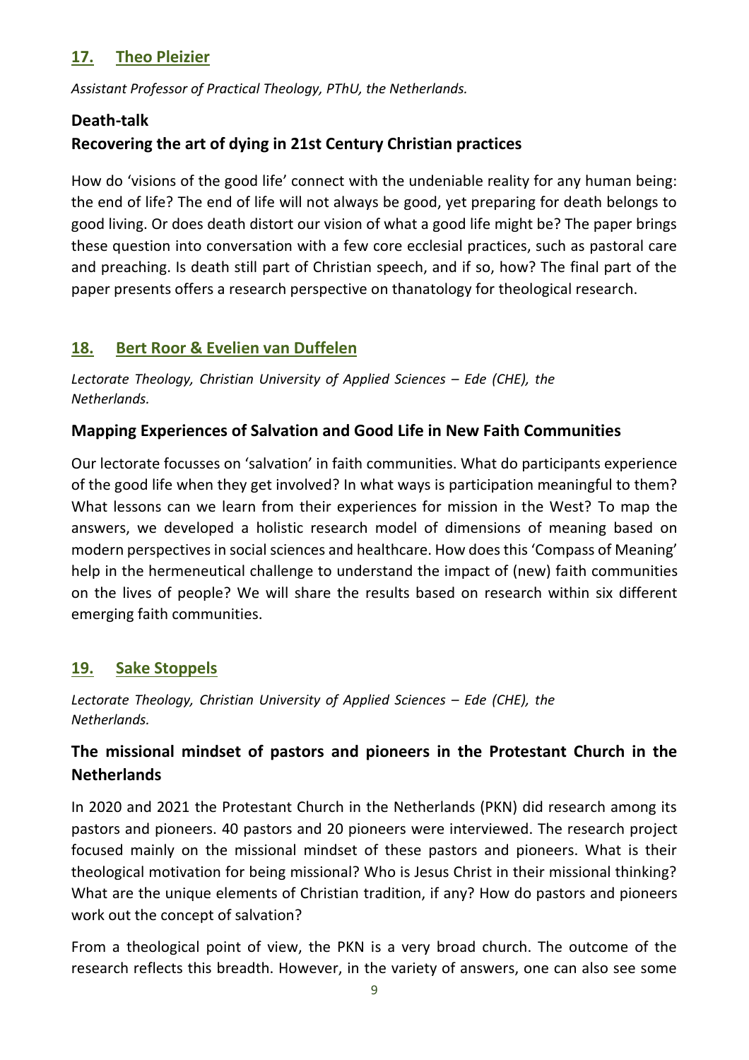## 17. Theo Pleizier

*Assistant Professor of Practical Theology, PThU, the Netherlands.*

### Death-talk

### Recovering the art of dying in 21st Century Christian practices

How do 'visions of the good life' connect with the undeniable reality for any human being: the end of life? The end of life will not always be good, yet preparing for death belongs to good living. Or does death distort our vision of what a good life might be? The paper brings these question into conversation with a few core ecclesial practices, such as pastoral care and preaching. Is death still part of Christian speech, and if so, how? The final part of the paper presents offers a research perspective on thanatology for theological research.

## 18. Bert Roor & Evelien van Duffelen

*Lectorate Theology, Christian University of Applied Sciences – Ede (CHE), the Netherlands.*

### Mapping Experiences of Salvation and Good Life in New Faith Communities

Our lectorate focusses on 'salvation' in faith communities. What do participants experience of the good life when they get involved? In what ways is participation meaningful to them? What lessons can we learn from their experiences for mission in the West? To map the answers, we developed a holistic research model of dimensions of meaning based on modern perspectives in social sciences and healthcare. How does this 'Compass of Meaning' help in the hermeneutical challenge to understand the impact of (new) faith communities on the lives of people? We will share the results based on research within six different emerging faith communities.

## 19. Sake Stoppels

*Lectorate Theology, Christian University of Applied Sciences – Ede (CHE), the Netherlands.*

### The missional mindset of pastors and pioneers in the Protestant Church in the Netherlands

In 2020 and 2021 the Protestant Church in the Netherlands (PKN) did research among its pastors and pioneers. 40 pastors and 20 pioneers were interviewed. The research project focused mainly on the missional mindset of these pastors and pioneers. What is their theological motivation for being missional? Who is Jesus Christ in their missional thinking? What are the unique elements of Christian tradition, if any? How do pastors and pioneers work out the concept of salvation?

From a theological point of view, the PKN is a very broad church. The outcome of the research reflects this breadth. However, in the variety of answers, one can also see some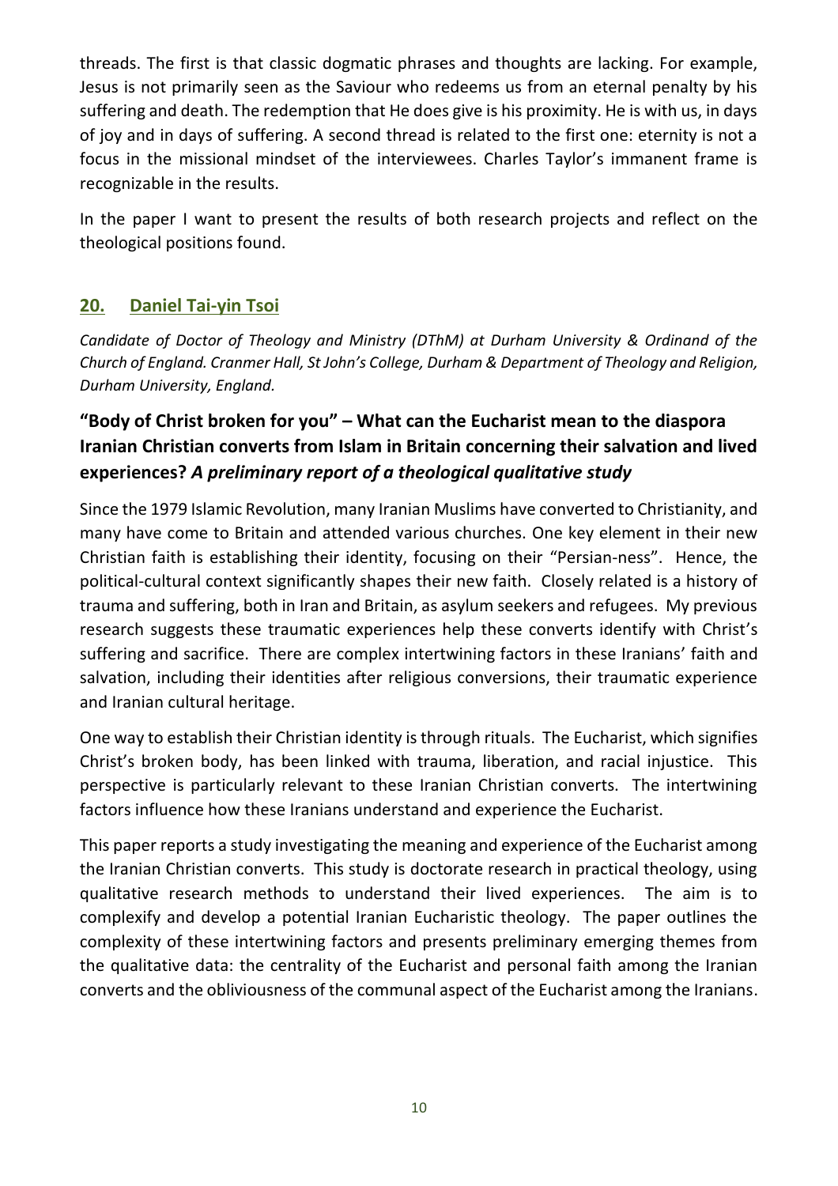threads. The first is that classic dogmatic phrases and thoughts are lacking. For example, Jesus is not primarily seen as the Saviour who redeems us from an eternal penalty by his suffering and death. The redemption that He does give is his proximity. He is with us, in days of joy and in days of suffering. A second thread is related to the first one: eternity is not a focus in the missional mindset of the interviewees. Charles Taylor's immanent frame is recognizable in the results.

In the paper I want to present the results of both research projects and reflect on the theological positions found.

## 20. Daniel Tai-yin Tsoi

*Candidate of Doctor of Theology and Ministry (DThM) at Durham University & Ordinand of the Church of England. Cranmer Hall, St John's College, Durham & Department of Theology and Religion, Durham University, England.*

### "Body of Christ broken for you" – What can the Eucharist mean to the diaspora Iranian Christian converts from Islam in Britain concerning their salvation and lived experiences? *A preliminary report of a theological qualitative study*

Since the 1979 Islamic Revolution, many Iranian Muslims have converted to Christianity, and many have come to Britain and attended various churches. One key element in their new Christian faith is establishing their identity, focusing on their "Persian-ness". Hence, the political-cultural context significantly shapes their new faith. Closely related is a history of trauma and suffering, both in Iran and Britain, as asylum seekers and refugees. My previous research suggests these traumatic experiences help these converts identify with Christ's suffering and sacrifice. There are complex intertwining factors in these Iranians' faith and salvation, including their identities after religious conversions, their traumatic experience and Iranian cultural heritage.

One way to establish their Christian identity is through rituals. The Eucharist, which signifies Christ's broken body, has been linked with trauma, liberation, and racial injustice. This perspective is particularly relevant to these Iranian Christian converts. The intertwining factors influence how these Iranians understand and experience the Eucharist.

This paper reports a study investigating the meaning and experience of the Eucharist among the Iranian Christian converts. This study is doctorate research in practical theology, using qualitative research methods to understand their lived experiences. The aim is to complexify and develop a potential Iranian Eucharistic theology. The paper outlines the complexity of these intertwining factors and presents preliminary emerging themes from the qualitative data: the centrality of the Eucharist and personal faith among the Iranian converts and the obliviousness of the communal aspect of the Eucharist among the Iranians.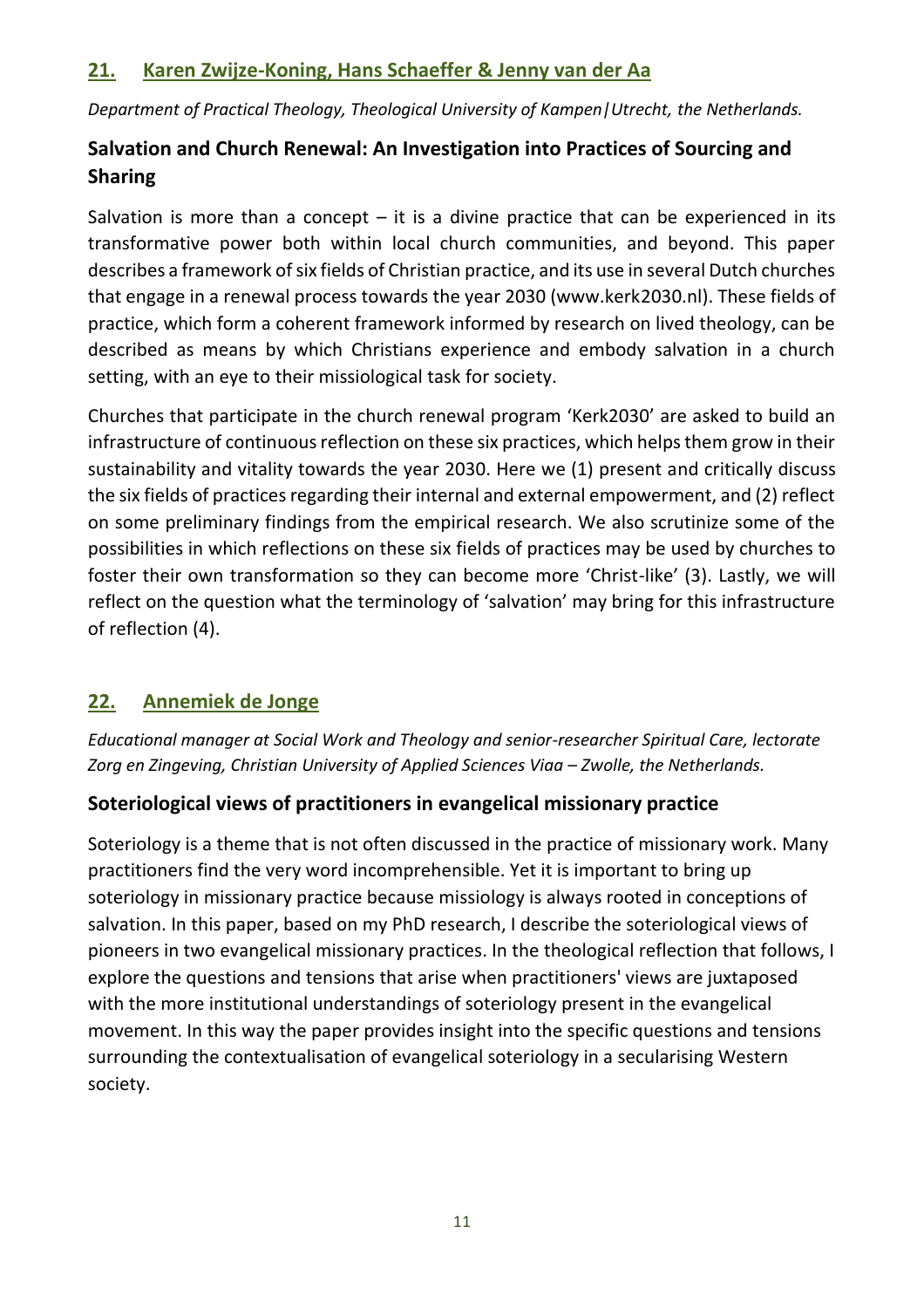## 21. Karen Zwijze-Koning, Hans Schaeffer & Jenny van der Aa

*Department of Practical Theology, Theological University of Kampen|Utrecht, the Netherlands.*

### Salvation and Church Renewal: An Investigation into Practices of Sourcing and Sharing

Salvation is more than a concept – it is a divine practice that can be experienced in its transformative power both within local church communities, and beyond. This paper describes a framework of six fields of Christian practice, and its use in several Dutch churches that engage in a renewal process towards the year 2030 (www.kerk2030.nl). These fields of practice, which form a coherent framework informed by research on lived theology, can be described as means by which Christians experience and embody salvation in a church setting, with an eye to their missiological task for society.

Churches that participate in the church renewal program 'Kerk2030' are asked to build an infrastructure of continuous reflection on these six practices, which helps them grow in their sustainability and vitality towards the year 2030. Here we (1) present and critically discuss the six fields of practices regarding their internal and external empowerment, and (2) reflect on some preliminary findings from the empirical research. We also scrutinize some of the possibilities in which reflections on these six fields of practices may be used by churches to foster their own transformation so they can become more 'Christ-like' (3). Lastly, we will reflect on the question what the terminology of 'salvation' may bring for this infrastructure of reflection (4).

## 22. Annemiek de Jonge

*Educational manager at Social Work and Theology and senior-researcher Spiritual Care, lectorate Zorg en Zingeving, Christian University of Applied Sciences Viaa – Zwolle, the Netherlands.*

### Soteriological views of practitioners in evangelical missionary practice

Soteriology is a theme that is not often discussed in the practice of missionary work. Many practitioners find the very word incomprehensible. Yet it is important to bring up soteriology in missionary practice because missiology is always rooted in conceptions of salvation. In this paper, based on my PhD research, I describe the soteriological views of pioneers in two evangelical missionary practices. In the theological reflection that follows, I explore the questions and tensions that arise when practitioners' views are juxtaposed with the more institutional understandings of soteriology present in the evangelical movement. In this way the paper provides insight into the specific questions and tensions surrounding the contextualisation of evangelical soteriology in a secularising Western society.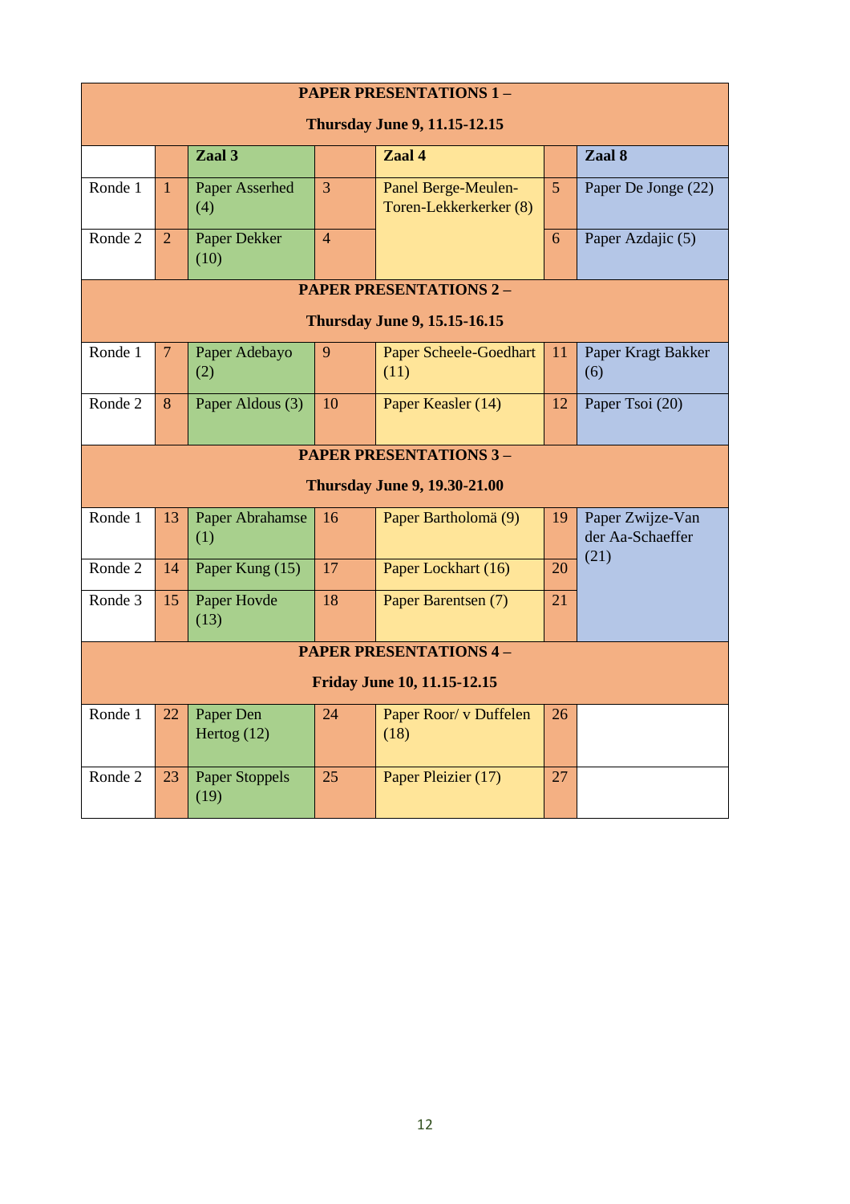| | | | | | | |
|---|---|---|---|---|---|---|
| **PAPER PRESENTATIONS 1 – Thursday June 9, 11.15-12.15** | | | | | | |
| | | **Zaal 3** | | **Zaal 4** | | **Zaal 8** |
| Ronde 1 | 1 | Paper Asserhed (4) | 3 | Panel Berge-Meulen-Toren-Lekkerkerker (8) | 5 | Paper De Jonge (22) |
| Ronde 2 | 2 | Paper Dekker (10) | 4 | | 6 | Paper Azdajic (5) |
| **PAPER PRESENTATIONS 2 – Thursday June 9, 15.15-16.15** | | | | | | |
| Ronde 1 | 7 | Paper Adebayo (2) | 9 | Paper Scheele-Goedhart (11) | 11 | Paper Kragt Bakker (6) |
| Ronde 2 | 8 | Paper Aldous (3) | 10 | Paper Keasler (14) | 12 | Paper Tsoi (20) |
| **PAPER PRESENTATIONS 3 – Thursday June 9, 19.30-21.00** | | | | | | |
| Ronde 1 | 13 | Paper Abrahamse (1) | 16 | Paper Bartholomä (9) | 19 | Paper Zwijze-Van der Aa-Schaeffer (21) |
| Ronde 2 | 14 | Paper Kung (15) | 17 | Paper Lockhart (16) | 20 | |
| Ronde 3 | 15 | Paper Hovde (13) | 18 | Paper Barentsen (7) | 21 | |
| **PAPER PRESENTATIONS 4 – Friday June 10, 11.15-12.15** | | | | | | |
| Ronde 1 | 22 | Paper Den Hertog (12) | 24 | Paper Roor/ v Duffelen (18) | 26 | |
| Ronde 2 | 23 | Paper Stoppels (19) | 25 | Paper Pleizier (17) | 27 | |